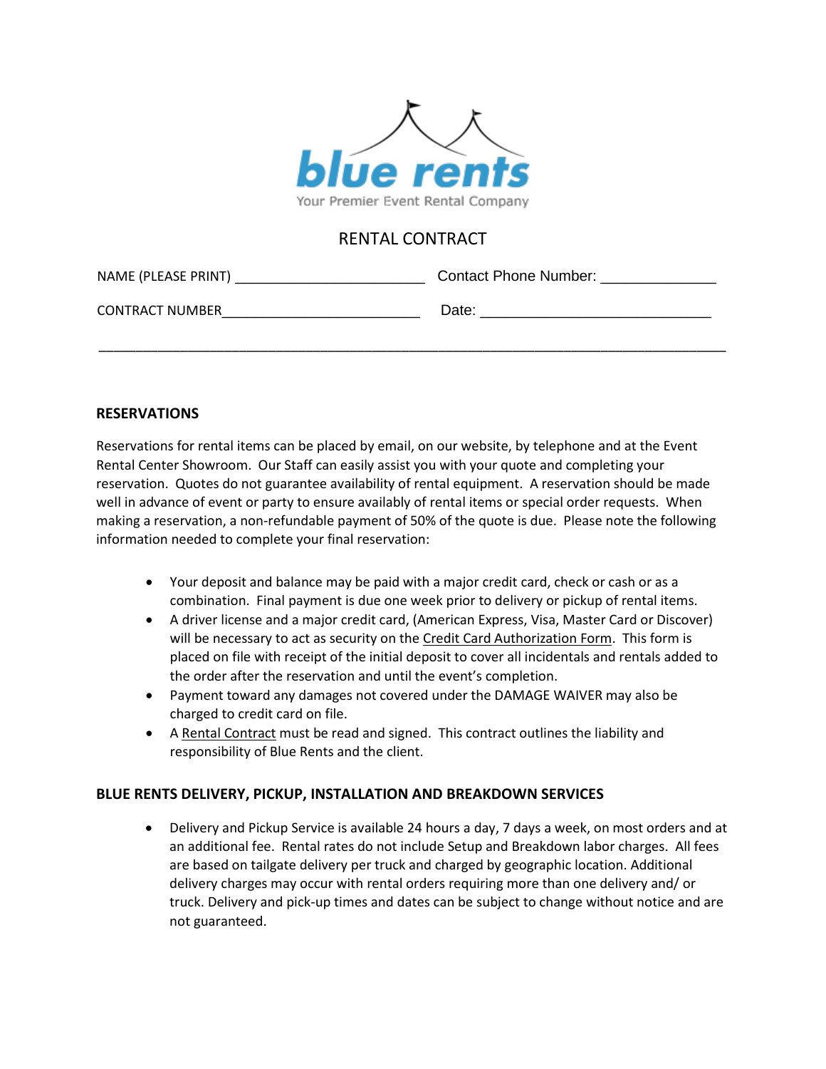blue rents

Your Premier Event Rental Company

# RENTAL CONTRACT

NAME (PLEASE PRINT) ________________________ Contact Phone Number: ______________

CONTRACT NUMBER_________________________ Date: _____________________________

________________________________________________________________________________

## RESERVATIONS

Reservations for rental items can be placed by email, on our website, by telephone and at the Event Rental Center Showroom. Our Staff can easily assist you with your quote and completing your reservation. Quotes do not guarantee availability of rental equipment. A reservation should be made well in advance of event or party to ensure availably of rental items or special order requests. When making a reservation, a non-refundable payment of 50% of the quote is due. Please note the following information needed to complete your final reservation:

- Your deposit and balance may be paid with a major credit card, check or cash or as a combination. Final payment is due one week prior to delivery or pickup of rental items.
- A driver license and a major credit card, (American Express, Visa, Master Card or Discover) will be necessary to act as security on the Credit Card Authorization Form. This form is placed on file with receipt of the initial deposit to cover all incidentals and rentals added to the order after the reservation and until the event's completion.
- Payment toward any damages not covered under the DAMAGE WAIVER may also be charged to credit card on file.
- A Rental Contract must be read and signed. This contract outlines the liability and responsibility of Blue Rents and the client.

## BLUE RENTS DELIVERY, PICKUP, INSTALLATION AND BREAKDOWN SERVICES

- Delivery and Pickup Service is available 24 hours a day, 7 days a week, on most orders and at an additional fee. Rental rates do not include Setup and Breakdown labor charges. All fees are based on tailgate delivery per truck and charged by geographic location. Additional delivery charges may occur with rental orders requiring more than one delivery and/ or truck. Delivery and pick-up times and dates can be subject to change without notice and are not guaranteed.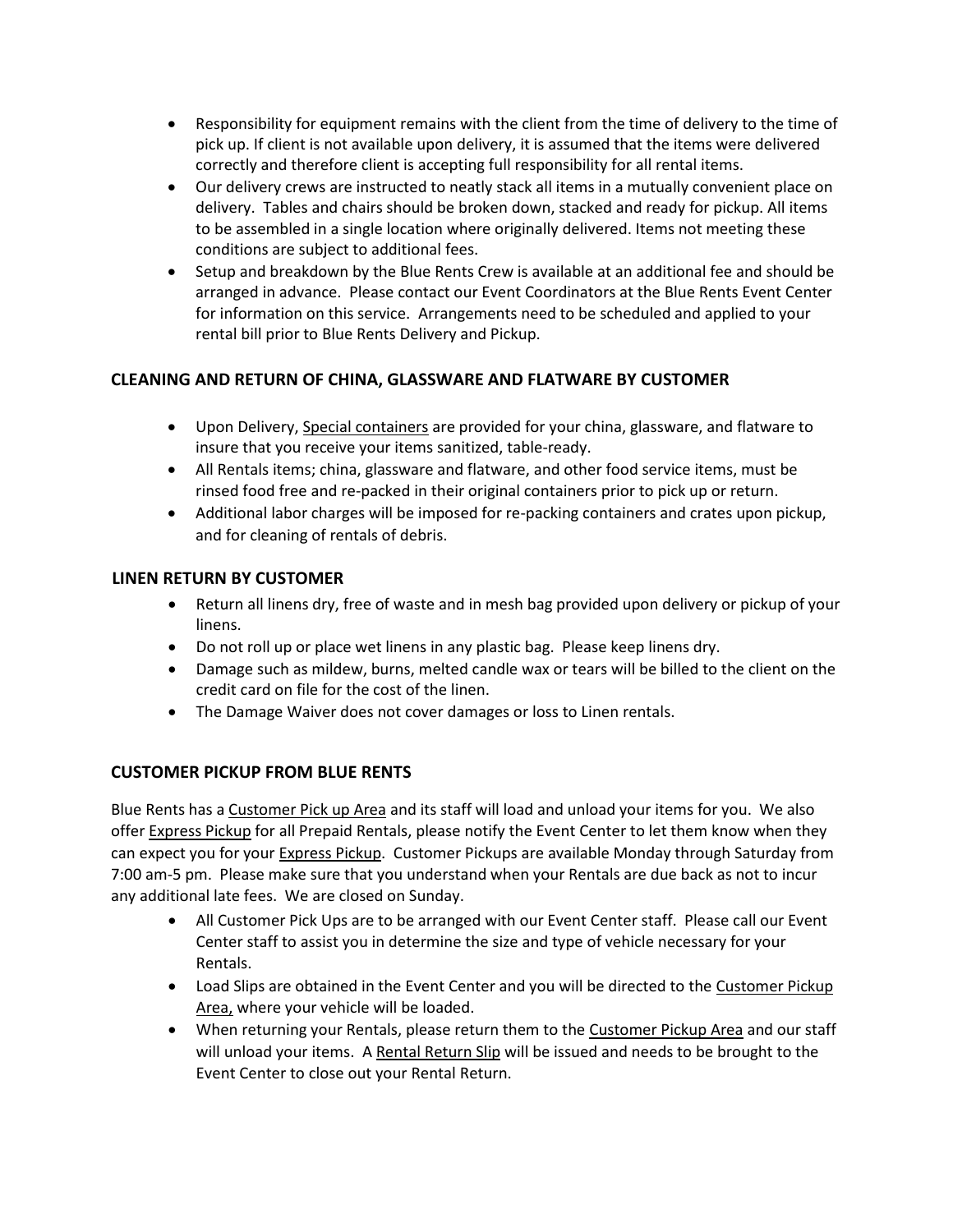- Responsibility for equipment remains with the client from the time of delivery to the time of pick up. If client is not available upon delivery, it is assumed that the items were delivered correctly and therefore client is accepting full responsibility for all rental items.
- Our delivery crews are instructed to neatly stack all items in a mutually convenient place on delivery. Tables and chairs should be broken down, stacked and ready for pickup. All items to be assembled in a single location where originally delivered. Items not meeting these conditions are subject to additional fees.
- Setup and breakdown by the Blue Rents Crew is available at an additional fee and should be arranged in advance. Please contact our Event Coordinators at the Blue Rents Event Center for information on this service. Arrangements need to be scheduled and applied to your rental bill prior to Blue Rents Delivery and Pickup.

### CLEANING AND RETURN OF CHINA, GLASSWARE AND FLATWARE BY CUSTOMER

- Upon Delivery, Special containers are provided for your china, glassware, and flatware to insure that you receive your items sanitized, table-ready.
- All Rentals items; china, glassware and flatware, and other food service items, must be rinsed food free and re-packed in their original containers prior to pick up or return.
- Additional labor charges will be imposed for re-packing containers and crates upon pickup, and for cleaning of rentals of debris.

### LINEN RETURN BY CUSTOMER

- Return all linens dry, free of waste and in mesh bag provided upon delivery or pickup of your linens.
- Do not roll up or place wet linens in any plastic bag. Please keep linens dry.
- Damage such as mildew, burns, melted candle wax or tears will be billed to the client on the credit card on file for the cost of the linen.
- The Damage Waiver does not cover damages or loss to Linen rentals.

### CUSTOMER PICKUP FROM BLUE RENTS

Blue Rents has a Customer Pick up Area and its staff will load and unload your items for you. We also offer Express Pickup for all Prepaid Rentals, please notify the Event Center to let them know when they can expect you for your Express Pickup. Customer Pickups are available Monday through Saturday from 7:00 am-5 pm. Please make sure that you understand when your Rentals are due back as not to incur any additional late fees. We are closed on Sunday.

- All Customer Pick Ups are to be arranged with our Event Center staff. Please call our Event Center staff to assist you in determine the size and type of vehicle necessary for your Rentals.
- Load Slips are obtained in the Event Center and you will be directed to the Customer Pickup Area, where your vehicle will be loaded.
- When returning your Rentals, please return them to the Customer Pickup Area and our staff will unload your items. A Rental Return Slip will be issued and needs to be brought to the Event Center to close out your Rental Return.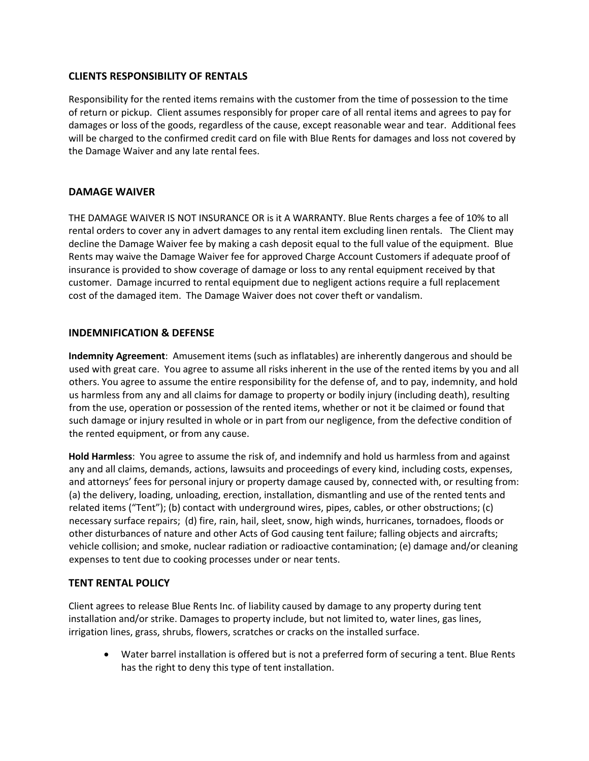## CLIENTS RESPONSIBILITY OF RENTALS

Responsibility for the rented items remains with the customer from the time of possession to the time of return or pickup. Client assumes responsibly for proper care of all rental items and agrees to pay for damages or loss of the goods, regardless of the cause, except reasonable wear and tear. Additional fees will be charged to the confirmed credit card on file with Blue Rents for damages and loss not covered by the Damage Waiver and any late rental fees.

## DAMAGE WAIVER

THE DAMAGE WAIVER IS NOT INSURANCE OR is it A WARRANTY. Blue Rents charges a fee of 10% to all rental orders to cover any in advert damages to any rental item excluding linen rentals. The Client may decline the Damage Waiver fee by making a cash deposit equal to the full value of the equipment. Blue Rents may waive the Damage Waiver fee for approved Charge Account Customers if adequate proof of insurance is provided to show coverage of damage or loss to any rental equipment received by that customer. Damage incurred to rental equipment due to negligent actions require a full replacement cost of the damaged item. The Damage Waiver does not cover theft or vandalism.

## INDEMNIFICATION & DEFENSE

**Indemnity Agreement**: Amusement items (such as inflatables) are inherently dangerous and should be used with great care. You agree to assume all risks inherent in the use of the rented items by you and all others. You agree to assume the entire responsibility for the defense of, and to pay, indemnity, and hold us harmless from any and all claims for damage to property or bodily injury (including death), resulting from the use, operation or possession of the rented items, whether or not it be claimed or found that such damage or injury resulted in whole or in part from our negligence, from the defective condition of the rented equipment, or from any cause.

**Hold Harmless**: You agree to assume the risk of, and indemnify and hold us harmless from and against any and all claims, demands, actions, lawsuits and proceedings of every kind, including costs, expenses, and attorneys' fees for personal injury or property damage caused by, connected with, or resulting from: (a) the delivery, loading, unloading, erection, installation, dismantling and use of the rented tents and related items ("Tent"); (b) contact with underground wires, pipes, cables, or other obstructions; (c) necessary surface repairs; (d) fire, rain, hail, sleet, snow, high winds, hurricanes, tornadoes, floods or other disturbances of nature and other Acts of God causing tent failure; falling objects and aircrafts; vehicle collision; and smoke, nuclear radiation or radioactive contamination; (e) damage and/or cleaning expenses to tent due to cooking processes under or near tents.

## TENT RENTAL POLICY

Client agrees to release Blue Rents Inc. of liability caused by damage to any property during tent installation and/or strike. Damages to property include, but not limited to, water lines, gas lines, irrigation lines, grass, shrubs, flowers, scratches or cracks on the installed surface.

- Water barrel installation is offered but is not a preferred form of securing a tent. Blue Rents has the right to deny this type of tent installation.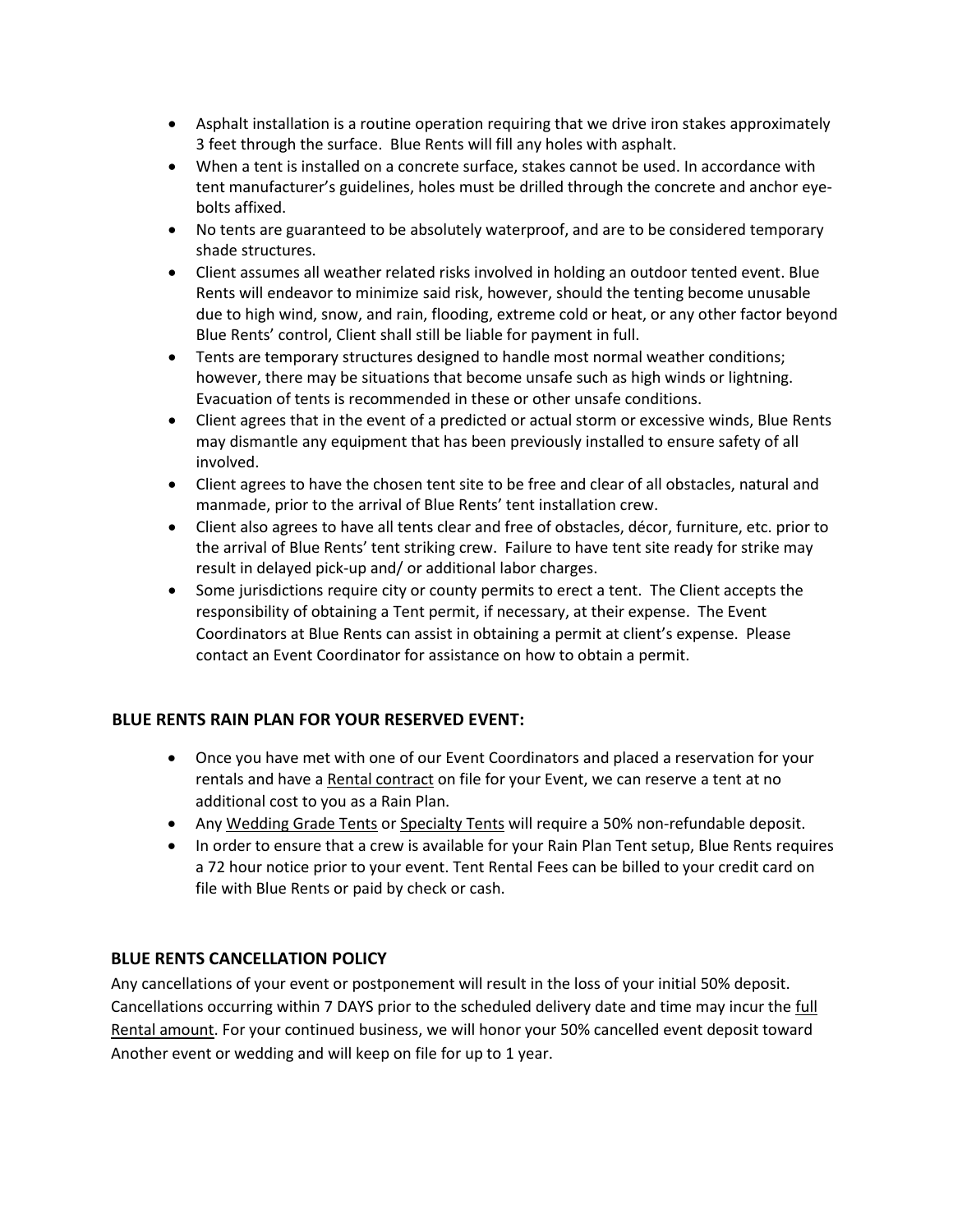- Asphalt installation is a routine operation requiring that we drive iron stakes approximately 3 feet through the surface. Blue Rents will fill any holes with asphalt.
- When a tent is installed on a concrete surface, stakes cannot be used. In accordance with tent manufacturer's guidelines, holes must be drilled through the concrete and anchor eye-bolts affixed.
- No tents are guaranteed to be absolutely waterproof, and are to be considered temporary shade structures.
- Client assumes all weather related risks involved in holding an outdoor tented event. Blue Rents will endeavor to minimize said risk, however, should the tenting become unusable due to high wind, snow, and rain, flooding, extreme cold or heat, or any other factor beyond Blue Rents' control, Client shall still be liable for payment in full.
- Tents are temporary structures designed to handle most normal weather conditions; however, there may be situations that become unsafe such as high winds or lightning. Evacuation of tents is recommended in these or other unsafe conditions.
- Client agrees that in the event of a predicted or actual storm or excessive winds, Blue Rents may dismantle any equipment that has been previously installed to ensure safety of all involved.
- Client agrees to have the chosen tent site to be free and clear of all obstacles, natural and manmade, prior to the arrival of Blue Rents' tent installation crew.
- Client also agrees to have all tents clear and free of obstacles, décor, furniture, etc. prior to the arrival of Blue Rents' tent striking crew. Failure to have tent site ready for strike may result in delayed pick-up and/ or additional labor charges.
- Some jurisdictions require city or county permits to erect a tent. The Client accepts the responsibility of obtaining a Tent permit, if necessary, at their expense. The Event Coordinators at Blue Rents can assist in obtaining a permit at client's expense. Please contact an Event Coordinator for assistance on how to obtain a permit.

## BLUE RENTS RAIN PLAN FOR YOUR RESERVED EVENT:

- Once you have met with one of our Event Coordinators and placed a reservation for your rentals and have a Rental contract on file for your Event, we can reserve a tent at no additional cost to you as a Rain Plan.
- Any Wedding Grade Tents or Specialty Tents will require a 50% non-refundable deposit.
- In order to ensure that a crew is available for your Rain Plan Tent setup, Blue Rents requires a 72 hour notice prior to your event. Tent Rental Fees can be billed to your credit card on file with Blue Rents or paid by check or cash.

## BLUE RENTS CANCELLATION POLICY

Any cancellations of your event or postponement will result in the loss of your initial 50% deposit. Cancellations occurring within 7 DAYS prior to the scheduled delivery date and time may incur the full Rental amount. For your continued business, we will honor your 50% cancelled event deposit toward Another event or wedding and will keep on file for up to 1 year.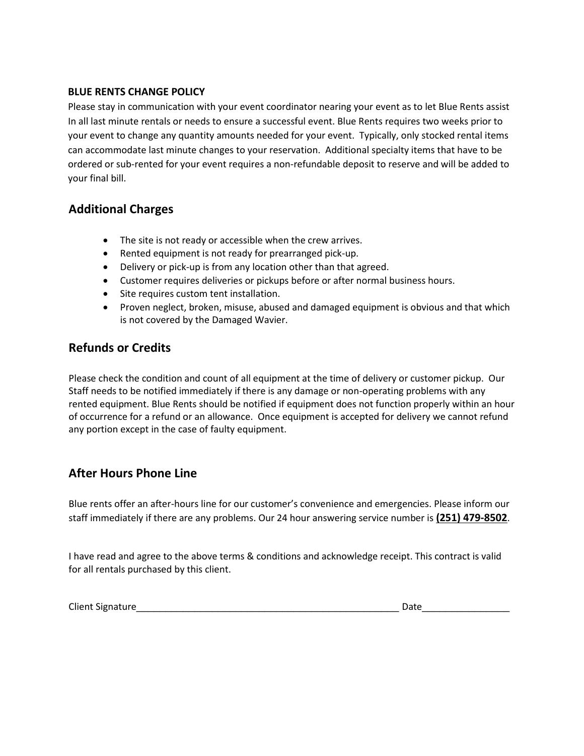**BLUE RENTS CHANGE POLICY**

Please stay in communication with your event coordinator nearing your event as to let Blue Rents assist In all last minute rentals or needs to ensure a successful event. Blue Rents requires two weeks prior to your event to change any quantity amounts needed for your event. Typically, only stocked rental items can accommodate last minute changes to your reservation. Additional specialty items that have to be ordered or sub-rented for your event requires a non-refundable deposit to reserve and will be added to your final bill.

## Additional Charges

- The site is not ready or accessible when the crew arrives.
- Rented equipment is not ready for prearranged pick-up.
- Delivery or pick-up is from any location other than that agreed.
- Customer requires deliveries or pickups before or after normal business hours.
- Site requires custom tent installation.
- Proven neglect, broken, misuse, abused and damaged equipment is obvious and that which is not covered by the Damaged Wavier.

## Refunds or Credits

Please check the condition and count of all equipment at the time of delivery or customer pickup. Our Staff needs to be notified immediately if there is any damage or non-operating problems with any rented equipment. Blue Rents should be notified if equipment does not function properly within an hour of occurrence for a refund or an allowance. Once equipment is accepted for delivery we cannot refund any portion except in the case of faulty equipment.

## After Hours Phone Line

Blue rents offer an after-hours line for our customer's convenience and emergencies. Please inform our staff immediately if there are any problems. Our 24 hour answering service number is **(251) 479-8502**.

I have read and agree to the above terms & conditions and acknowledge receipt. This contract is valid for all rentals purchased by this client.

Client Signature___________________________________________________ Date________________